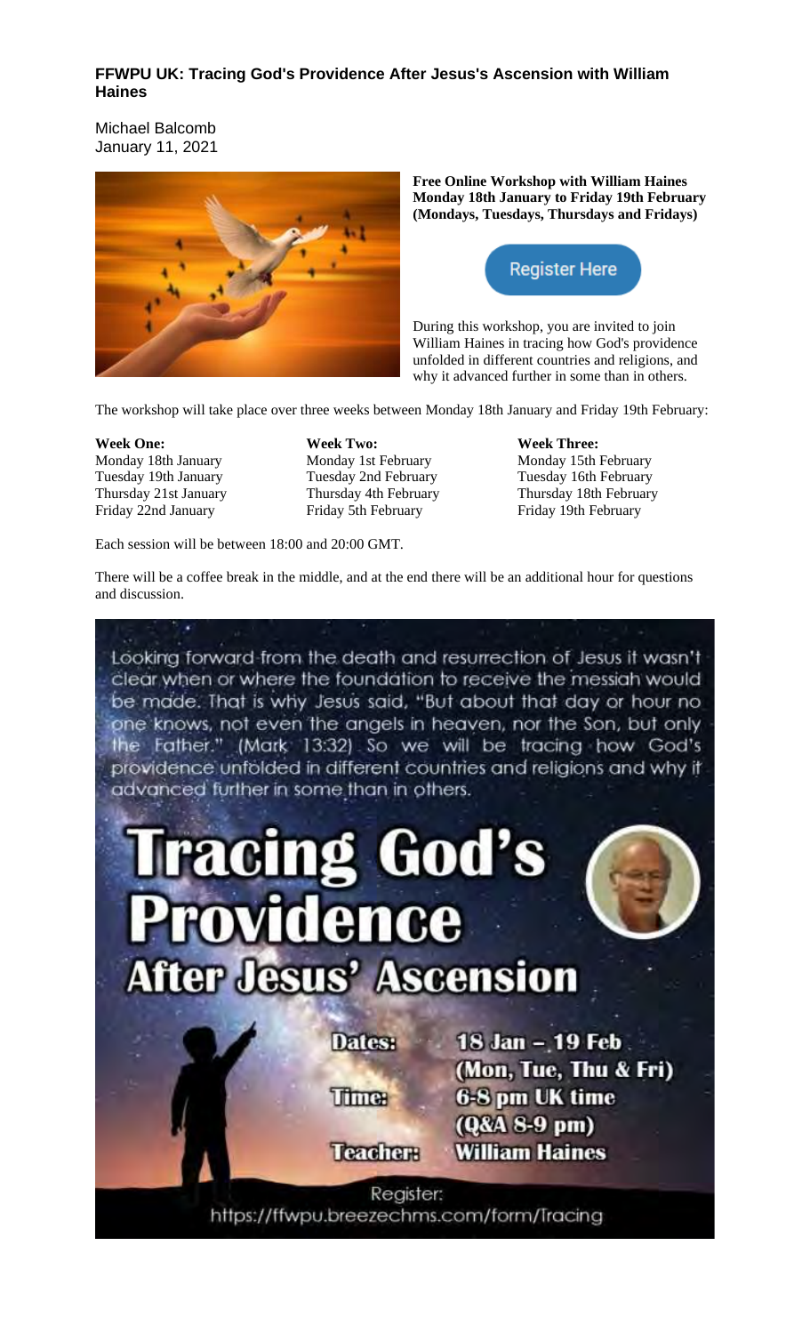**FFWPU UK: Tracing God's Providence After Jesus's Ascension with William Haines**

Michael Balcomb
January 11, 2021

**Free Online Workshop with William Haines**
**Monday 18th January to Friday 19th February**
**(Mondays, Tuesdays, Thursdays and Fridays)**

Register Here

During this workshop, you are invited to join William Haines in tracing how God's providence unfolded in different countries and religions, and why it advanced further in some than in others.

The workshop will take place over three weeks between Monday 18th January and Friday 19th February:

**Week One:**
Monday 18th January
Tuesday 19th January
Thursday 21st January
Friday 22nd January

**Week Two:**
Monday 1st February
Tuesday 2nd February
Thursday 4th February
Friday 5th February

**Week Three:**
Monday 15th February
Tuesday 16th February
Thursday 18th February
Friday 19th February

Each session will be between 18:00 and 20:00 GMT.

There will be a coffee break in the middle, and at the end there will be an additional hour for questions and discussion.

Looking forward from the death and resurrection of Jesus it wasn't clear when or where the foundation to receive the messiah would be made. That is why Jesus said, "But about that day or hour no one knows, not even the angels in heaven, nor the Son, but only the Father." (Mark 13:32) So we will be tracing how God's providence unfolded in different countries and religions and why it advanced further in some than in others.

# Tracing God's Providence After Jesus' Ascension

**Dates:** 18 Jan – 19 Feb (Mon, Tue, Thu & Fri)
**Time:** 6-8 pm UK time (Q&A 8-9 pm)
**Teacher:** William Haines

Register:
https://ffwpu.breezechms.com/form/Tracing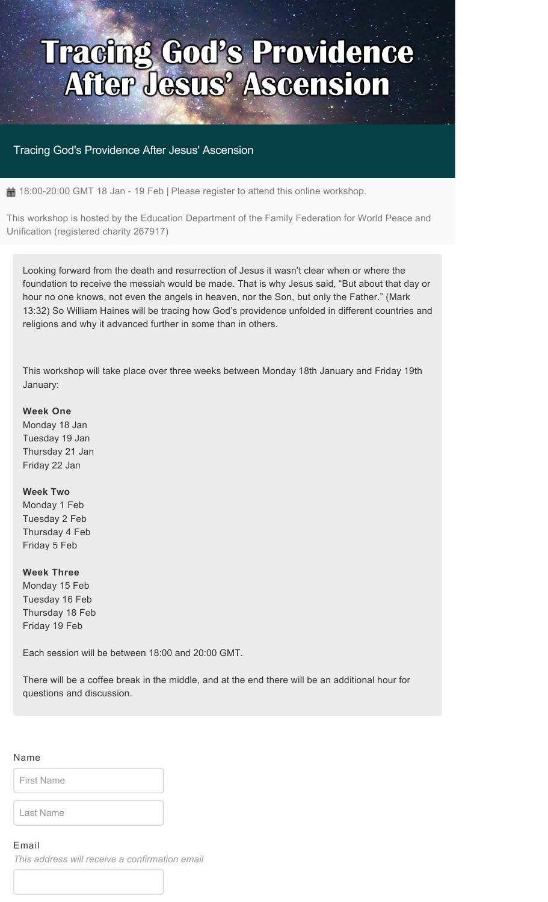# Tracing God's Providence After Jesus' Ascension

## Tracing God's Providence After Jesus' Ascension

18:00-20:00 GMT 18 Jan - 19 Feb | Please register to attend this online workshop.

This workshop is hosted by the Education Department of the Family Federation for World Peace and Unification (registered charity 267917)

Looking forward from the death and resurrection of Jesus it wasn't clear when or where the foundation to receive the messiah would be made. That is why Jesus said, "But about that day or hour no one knows, not even the angels in heaven, nor the Son, but only the Father." (Mark 13:32) So William Haines will be tracing how God's providence unfolded in different countries and religions and why it advanced further in some than in others.

This workshop will take place over three weeks between Monday 18th January and Friday 19th January:

**Week One**
Monday 18 Jan
Tuesday 19 Jan
Thursday 21 Jan
Friday 22 Jan

**Week Two**
Monday 1 Feb
Tuesday 2 Feb
Thursday 4 Feb
Friday 5 Feb

**Week Three**
Monday 15 Feb
Tuesday 16 Feb
Thursday 18 Feb
Friday 19 Feb

Each session will be between 18:00 and 20:00 GMT.

There will be a coffee break in the middle, and at the end there will be an additional hour for questions and discussion.

Name

First Name

Last Name

Email

*This address will receive a confirmation email*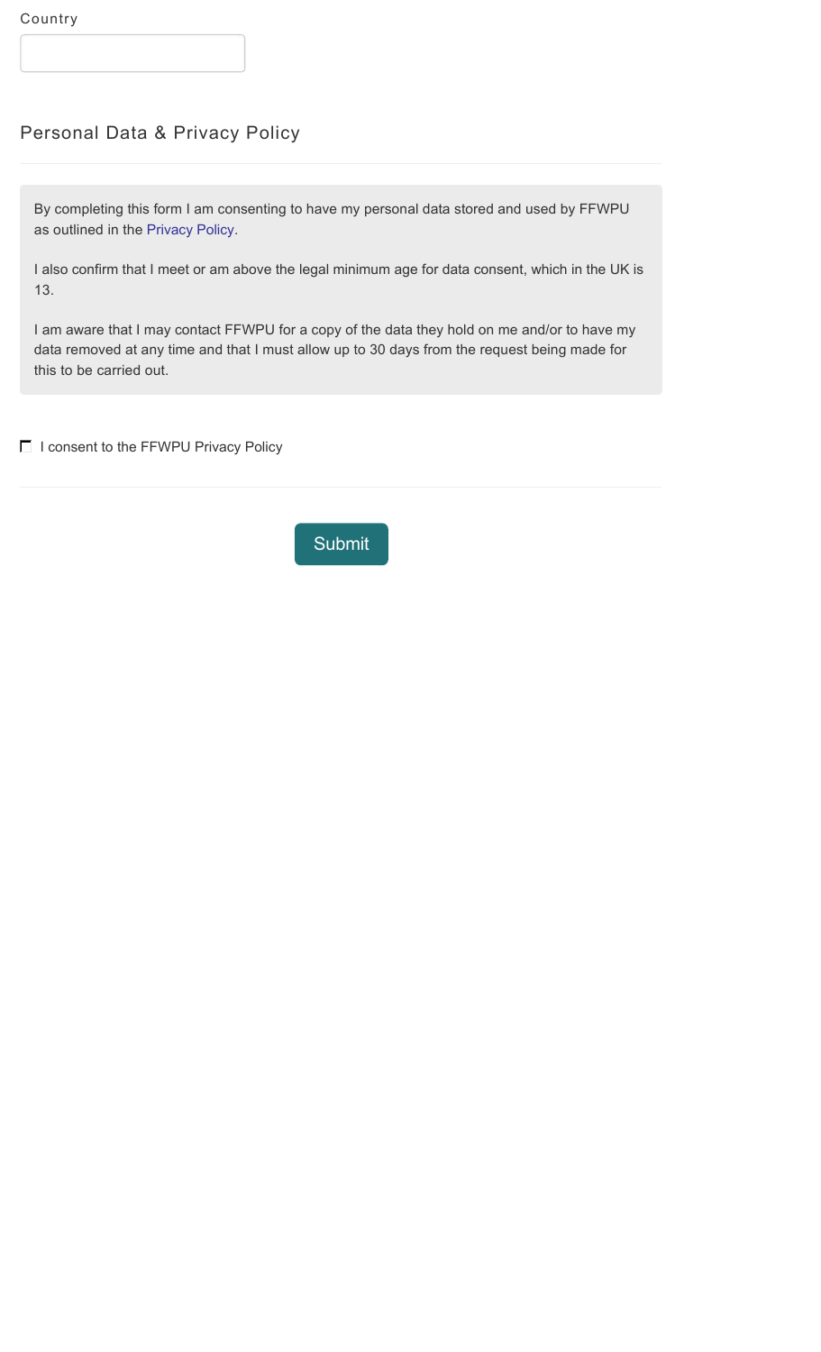Country

## Personal Data & Privacy Policy

By completing this form I am consenting to have my personal data stored and used by FFWPU as outlined in the Privacy Policy.

I also confirm that I meet or am above the legal minimum age for data consent, which in the UK is 13.

I am aware that I may contact FFWPU for a copy of the data they hold on me and/or to have my data removed at any time and that I must allow up to 30 days from the request being made for this to be carried out.

☐ I consent to the FFWPU Privacy Policy

Submit